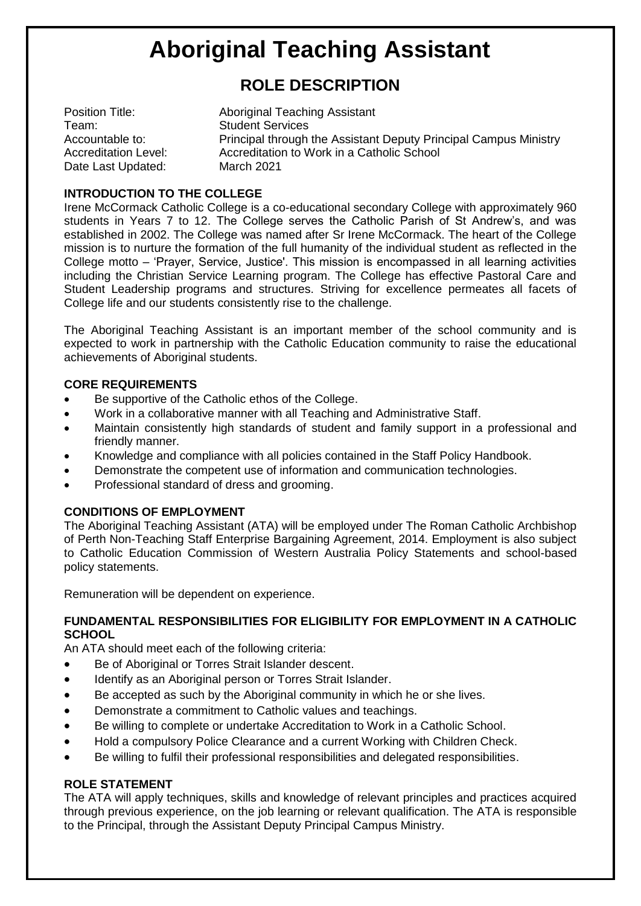# Aboriginal Teaching Assistant

## ROLE DESCRIPTION

Position Title: Aboriginal Teaching Assistant
Team: Student Services
Accountable to: Principal through the Assistant Deputy Principal Campus Ministry
Accreditation Level: Accreditation to Work in a Catholic School
Date Last Updated: March 2021

**INTRODUCTION TO THE COLLEGE**

Irene McCormack Catholic College is a co-educational secondary College with approximately 960 students in Years 7 to 12. The College serves the Catholic Parish of St Andrew's, and was established in 2002. The College was named after Sr Irene McCormack. The heart of the College mission is to nurture the formation of the full humanity of the individual student as reflected in the College motto – 'Prayer, Service, Justice'. This mission is encompassed in all learning activities including the Christian Service Learning program. The College has effective Pastoral Care and Student Leadership programs and structures. Striving for excellence permeates all facets of College life and our students consistently rise to the challenge.

The Aboriginal Teaching Assistant is an important member of the school community and is expected to work in partnership with the Catholic Education community to raise the educational achievements of Aboriginal students.

**CORE REQUIREMENTS**

- Be supportive of the Catholic ethos of the College.
- Work in a collaborative manner with all Teaching and Administrative Staff.
- Maintain consistently high standards of student and family support in a professional and friendly manner.
- Knowledge and compliance with all policies contained in the Staff Policy Handbook.
- Demonstrate the competent use of information and communication technologies.
- Professional standard of dress and grooming.

**CONDITIONS OF EMPLOYMENT**

The Aboriginal Teaching Assistant (ATA) will be employed under The Roman Catholic Archbishop of Perth Non-Teaching Staff Enterprise Bargaining Agreement, 2014. Employment is also subject to Catholic Education Commission of Western Australia Policy Statements and school-based policy statements.

Remuneration will be dependent on experience.

**FUNDAMENTAL RESPONSIBILITIES FOR ELIGIBILITY FOR EMPLOYMENT IN A CATHOLIC SCHOOL**

An ATA should meet each of the following criteria:

- Be of Aboriginal or Torres Strait Islander descent.
- Identify as an Aboriginal person or Torres Strait Islander.
- Be accepted as such by the Aboriginal community in which he or she lives.
- Demonstrate a commitment to Catholic values and teachings.
- Be willing to complete or undertake Accreditation to Work in a Catholic School.
- Hold a compulsory Police Clearance and a current Working with Children Check.
- Be willing to fulfil their professional responsibilities and delegated responsibilities.

**ROLE STATEMENT**

The ATA will apply techniques, skills and knowledge of relevant principles and practices acquired through previous experience, on the job learning or relevant qualification. The ATA is responsible to the Principal, through the Assistant Deputy Principal Campus Ministry.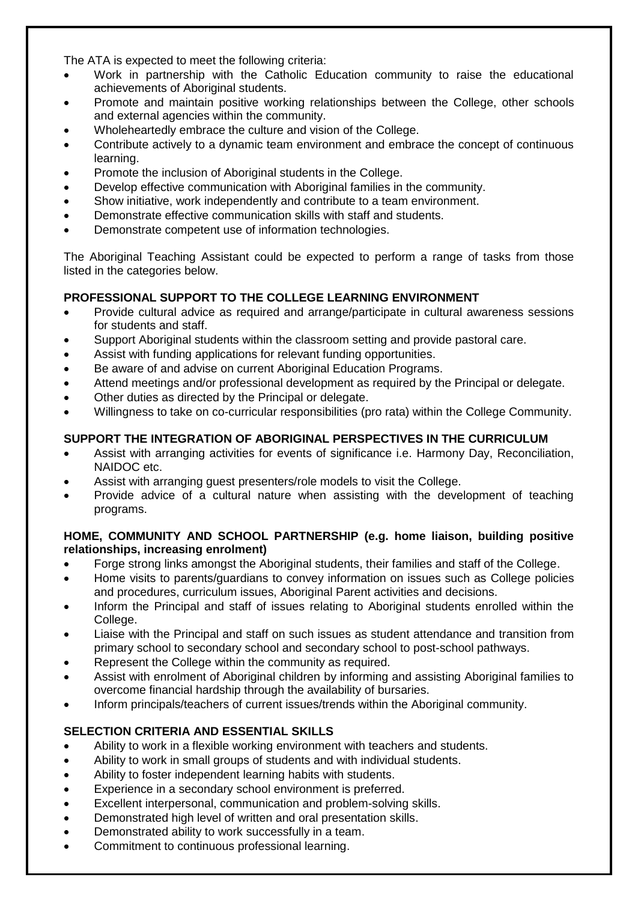The ATA is expected to meet the following criteria:

- Work in partnership with the Catholic Education community to raise the educational achievements of Aboriginal students.
- Promote and maintain positive working relationships between the College, other schools and external agencies within the community.
- Wholeheartedly embrace the culture and vision of the College.
- Contribute actively to a dynamic team environment and embrace the concept of continuous learning.
- Promote the inclusion of Aboriginal students in the College.
- Develop effective communication with Aboriginal families in the community.
- Show initiative, work independently and contribute to a team environment.
- Demonstrate effective communication skills with staff and students.
- Demonstrate competent use of information technologies.

The Aboriginal Teaching Assistant could be expected to perform a range of tasks from those listed in the categories below.

**PROFESSIONAL SUPPORT TO THE COLLEGE LEARNING ENVIRONMENT**

- Provide cultural advice as required and arrange/participate in cultural awareness sessions for students and staff.
- Support Aboriginal students within the classroom setting and provide pastoral care.
- Assist with funding applications for relevant funding opportunities.
- Be aware of and advise on current Aboriginal Education Programs.
- Attend meetings and/or professional development as required by the Principal or delegate.
- Other duties as directed by the Principal or delegate.
- Willingness to take on co-curricular responsibilities (pro rata) within the College Community.

**SUPPORT THE INTEGRATION OF ABORIGINAL PERSPECTIVES IN THE CURRICULUM**

- Assist with arranging activities for events of significance i.e. Harmony Day, Reconciliation, NAIDOC etc.
- Assist with arranging guest presenters/role models to visit the College.
- Provide advice of a cultural nature when assisting with the development of teaching programs.

**HOME, COMMUNITY AND SCHOOL PARTNERSHIP (e.g. home liaison, building positive relationships, increasing enrolment)**

- Forge strong links amongst the Aboriginal students, their families and staff of the College.
- Home visits to parents/guardians to convey information on issues such as College policies and procedures, curriculum issues, Aboriginal Parent activities and decisions.
- Inform the Principal and staff of issues relating to Aboriginal students enrolled within the College.
- Liaise with the Principal and staff on such issues as student attendance and transition from primary school to secondary school and secondary school to post-school pathways.
- Represent the College within the community as required.
- Assist with enrolment of Aboriginal children by informing and assisting Aboriginal families to overcome financial hardship through the availability of bursaries.
- Inform principals/teachers of current issues/trends within the Aboriginal community.

**SELECTION CRITERIA AND ESSENTIAL SKILLS**

- Ability to work in a flexible working environment with teachers and students.
- Ability to work in small groups of students and with individual students.
- Ability to foster independent learning habits with students.
- Experience in a secondary school environment is preferred.
- Excellent interpersonal, communication and problem-solving skills.
- Demonstrated high level of written and oral presentation skills.
- Demonstrated ability to work successfully in a team.
- Commitment to continuous professional learning.